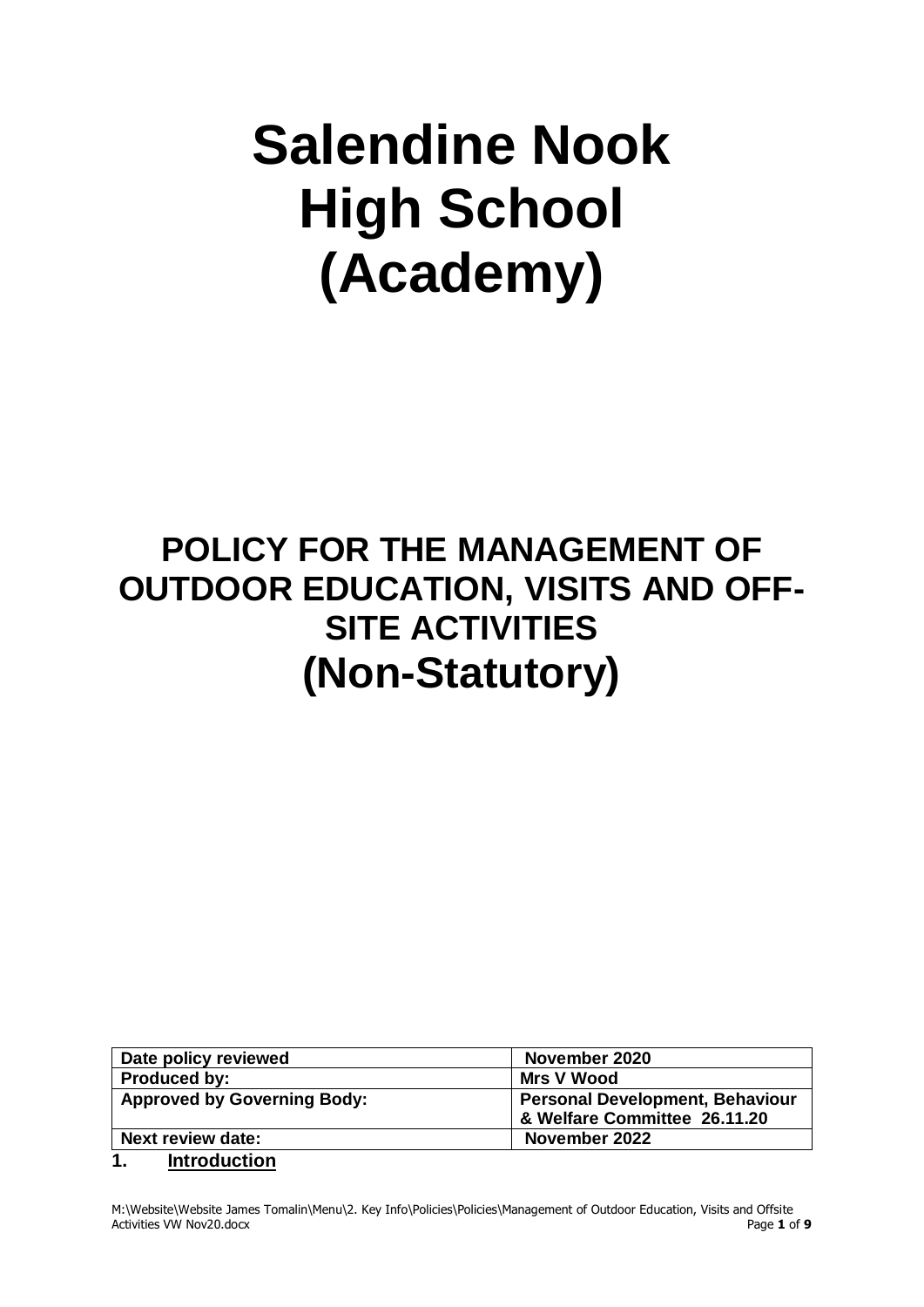# Salendine Nook High School (Academy)

## POLICY FOR THE MANAGEMENT OF OUTDOOR EDUCATION, VISITS AND OFF-SITE ACTIVITIES

## (Non-Statutory)

| | |
|---|---|
| **Date policy reviewed** | **November 2020** |
| **Produced by:** | **Mrs V Wood** |
| **Approved by Governing Body:** | **Personal Development, Behaviour & Welfare Committee 26.11.20** |
| **Next review date:** | **November 2022** |

## 1. Introduction

M:\Website\Website James Tomalin\Menu\2. Key Info\Policies\Policies\Management of Outdoor Education, Visits and Offsite Activities VW Nov20.docx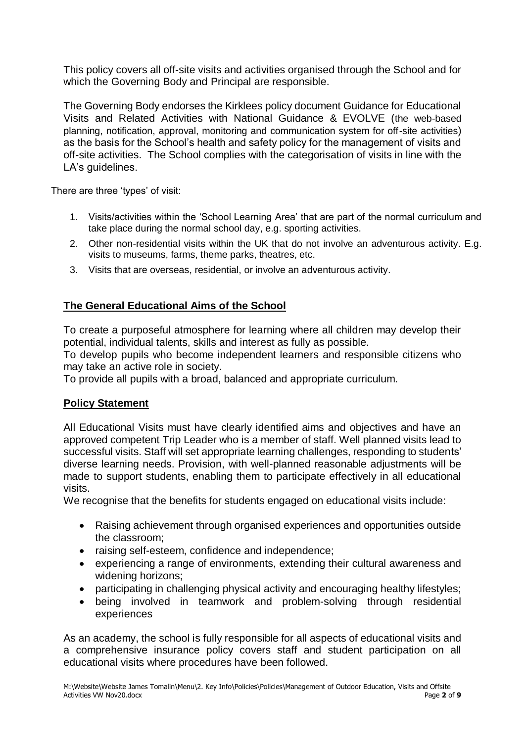This policy covers all off-site visits and activities organised through the School and for which the Governing Body and Principal are responsible.

The Governing Body endorses the Kirklees policy document Guidance for Educational Visits and Related Activities with National Guidance & EVOLVE (the web-based planning, notification, approval, monitoring and communication system for off-site activities) as the basis for the School's health and safety policy for the management of visits and off-site activities. The School complies with the categorisation of visits in line with the LA's guidelines.

There are three 'types' of visit:

1. Visits/activities within the 'School Learning Area' that are part of the normal curriculum and take place during the normal school day, e.g. sporting activities.
2. Other non-residential visits within the UK that do not involve an adventurous activity. E.g. visits to museums, farms, theme parks, theatres, etc.
3. Visits that are overseas, residential, or involve an adventurous activity.

## The General Educational Aims of the School

To create a purposeful atmosphere for learning where all children may develop their potential, individual talents, skills and interest as fully as possible.
To develop pupils who become independent learners and responsible citizens who may take an active role in society.
To provide all pupils with a broad, balanced and appropriate curriculum.

## Policy Statement

All Educational Visits must have clearly identified aims and objectives and have an approved competent Trip Leader who is a member of staff. Well planned visits lead to successful visits. Staff will set appropriate learning challenges, responding to students' diverse learning needs. Provision, with well-planned reasonable adjustments will be made to support students, enabling them to participate effectively in all educational visits.
We recognise that the benefits for students engaged on educational visits include:

- Raising achievement through organised experiences and opportunities outside the classroom;
- raising self-esteem, confidence and independence;
- experiencing a range of environments, extending their cultural awareness and widening horizons;
- participating in challenging physical activity and encouraging healthy lifestyles;
- being involved in teamwork and problem-solving through residential experiences

As an academy, the school is fully responsible for all aspects of educational visits and a comprehensive insurance policy covers staff and student participation on all educational visits where procedures have been followed.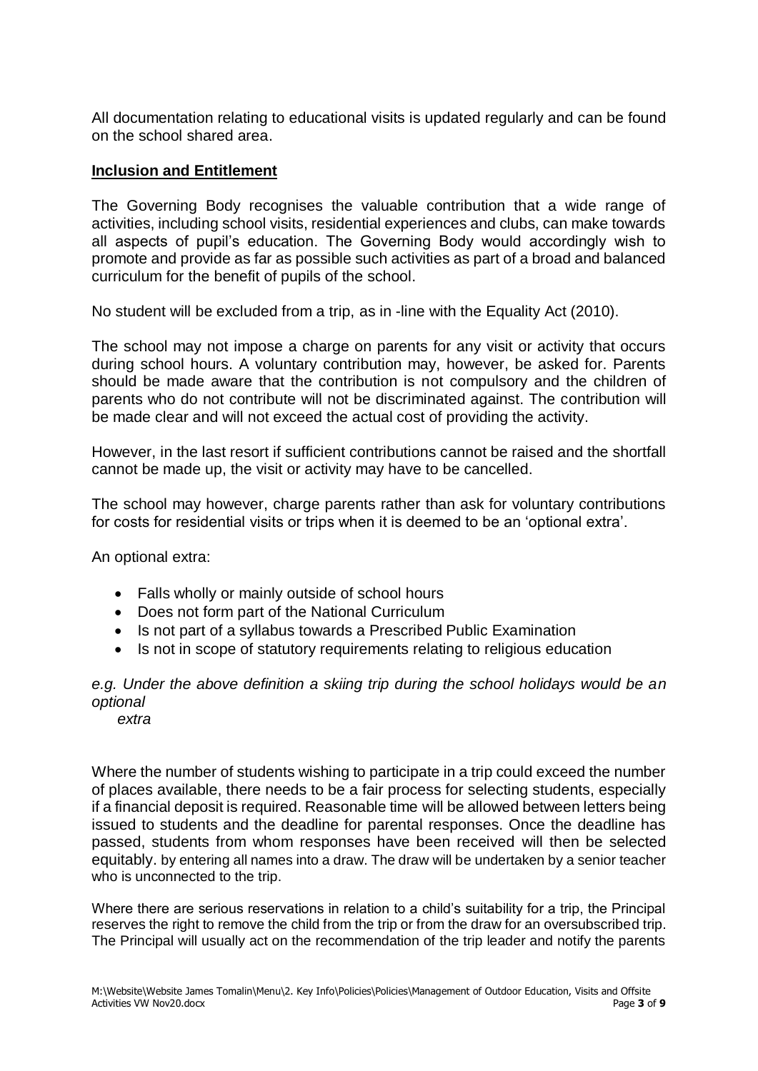All documentation relating to educational visits is updated regularly and can be found on the school shared area.

**Inclusion and Entitlement**

The Governing Body recognises the valuable contribution that a wide range of activities, including school visits, residential experiences and clubs, can make towards all aspects of pupil's education. The Governing Body would accordingly wish to promote and provide as far as possible such activities as part of a broad and balanced curriculum for the benefit of pupils of the school.

No student will be excluded from a trip, as in -line with the Equality Act (2010).

The school may not impose a charge on parents for any visit or activity that occurs during school hours. A voluntary contribution may, however, be asked for. Parents should be made aware that the contribution is not compulsory and the children of parents who do not contribute will not be discriminated against. The contribution will be made clear and will not exceed the actual cost of providing the activity.

However, in the last resort if sufficient contributions cannot be raised and the shortfall cannot be made up, the visit or activity may have to be cancelled.

The school may however, charge parents rather than ask for voluntary contributions for costs for residential visits or trips when it is deemed to be an 'optional extra'.

An optional extra:

- Falls wholly or mainly outside of school hours
- Does not form part of the National Curriculum
- Is not part of a syllabus towards a Prescribed Public Examination
- Is not in scope of statutory requirements relating to religious education

*e.g. Under the above definition a skiing trip during the school holidays would be an optional extra*

Where the number of students wishing to participate in a trip could exceed the number of places available, there needs to be a fair process for selecting students, especially if a financial deposit is required. Reasonable time will be allowed between letters being issued to students and the deadline for parental responses. Once the deadline has passed, students from whom responses have been received will then be selected equitably. by entering all names into a draw. The draw will be undertaken by a senior teacher who is unconnected to the trip.

Where there are serious reservations in relation to a child's suitability for a trip, the Principal reserves the right to remove the child from the trip or from the draw for an oversubscribed trip. The Principal will usually act on the recommendation of the trip leader and notify the parents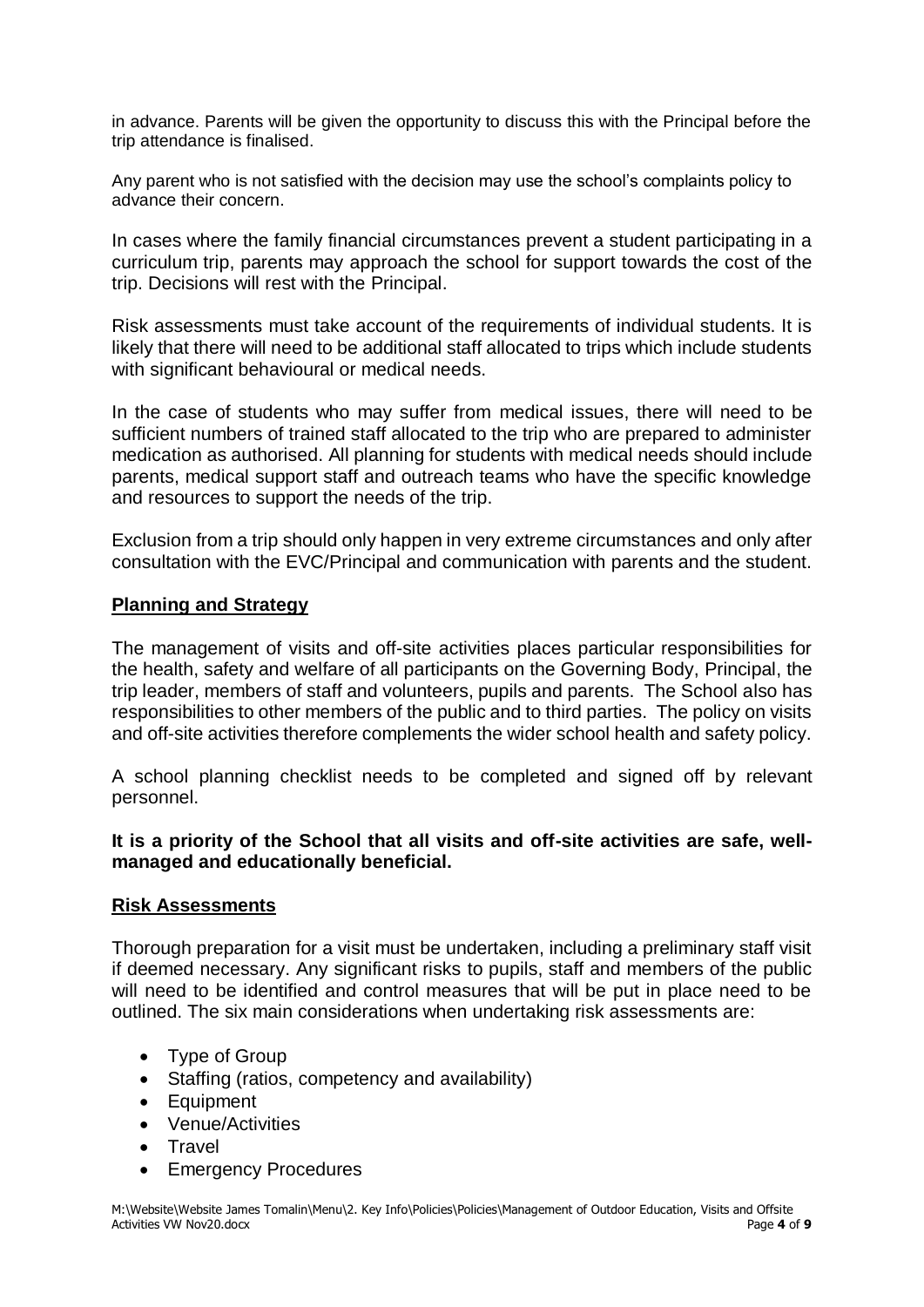in advance. Parents will be given the opportunity to discuss this with the Principal before the trip attendance is finalised.

Any parent who is not satisfied with the decision may use the school's complaints policy to advance their concern.

In cases where the family financial circumstances prevent a student participating in a curriculum trip, parents may approach the school for support towards the cost of the trip. Decisions will rest with the Principal.

Risk assessments must take account of the requirements of individual students. It is likely that there will need to be additional staff allocated to trips which include students with significant behavioural or medical needs.

In the case of students who may suffer from medical issues, there will need to be sufficient numbers of trained staff allocated to the trip who are prepared to administer medication as authorised. All planning for students with medical needs should include parents, medical support staff and outreach teams who have the specific knowledge and resources to support the needs of the trip.

Exclusion from a trip should only happen in very extreme circumstances and only after consultation with the EVC/Principal and communication with parents and the student.

## Planning and Strategy

The management of visits and off-site activities places particular responsibilities for the health, safety and welfare of all participants on the Governing Body, Principal, the trip leader, members of staff and volunteers, pupils and parents. The School also has responsibilities to other members of the public and to third parties. The policy on visits and off-site activities therefore complements the wider school health and safety policy.

A school planning checklist needs to be completed and signed off by relevant personnel.

**It is a priority of the School that all visits and off-site activities are safe, well-managed and educationally beneficial.**

## Risk Assessments

Thorough preparation for a visit must be undertaken, including a preliminary staff visit if deemed necessary. Any significant risks to pupils, staff and members of the public will need to be identified and control measures that will be put in place need to be outlined. The six main considerations when undertaking risk assessments are:

- Type of Group
- Staffing (ratios, competency and availability)
- Equipment
- Venue/Activities
- Travel
- Emergency Procedures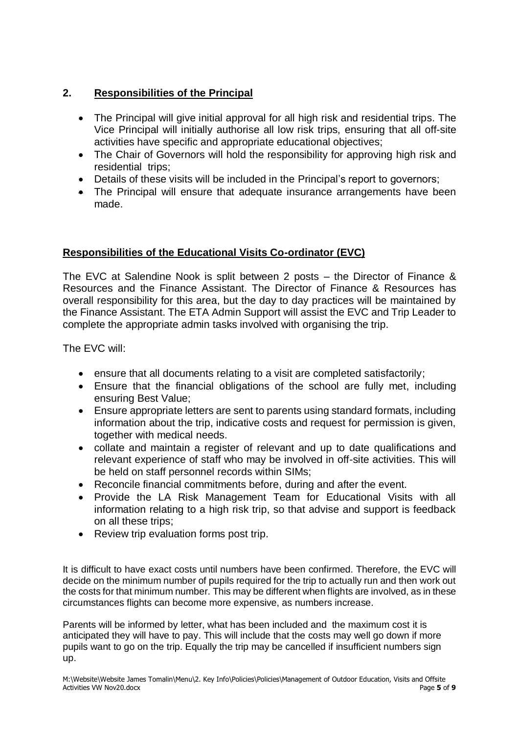## 2. Responsibilities of the Principal

- The Principal will give initial approval for all high risk and residential trips. The Vice Principal will initially authorise all low risk trips, ensuring that all off-site activities have specific and appropriate educational objectives;
- The Chair of Governors will hold the responsibility for approving high risk and residential trips;
- Details of these visits will be included in the Principal's report to governors;
- The Principal will ensure that adequate insurance arrangements have been made.

### Responsibilities of the Educational Visits Co-ordinator (EVC)

The EVC at Salendine Nook is split between 2 posts – the Director of Finance & Resources and the Finance Assistant. The Director of Finance & Resources has overall responsibility for this area, but the day to day practices will be maintained by the Finance Assistant. The ETA Admin Support will assist the EVC and Trip Leader to complete the appropriate admin tasks involved with organising the trip.

The EVC will:

- ensure that all documents relating to a visit are completed satisfactorily;
- Ensure that the financial obligations of the school are fully met, including ensuring Best Value;
- Ensure appropriate letters are sent to parents using standard formats, including information about the trip, indicative costs and request for permission is given, together with medical needs.
- collate and maintain a register of relevant and up to date qualifications and relevant experience of staff who may be involved in off-site activities. This will be held on staff personnel records within SIMs;
- Reconcile financial commitments before, during and after the event.
- Provide the LA Risk Management Team for Educational Visits with all information relating to a high risk trip, so that advise and support is feedback on all these trips;
- Review trip evaluation forms post trip.

It is difficult to have exact costs until numbers have been confirmed. Therefore, the EVC will decide on the minimum number of pupils required for the trip to actually run and then work out the costs for that minimum number. This may be different when flights are involved, as in these circumstances flights can become more expensive, as numbers increase.

Parents will be informed by letter, what has been included and the maximum cost it is anticipated they will have to pay. This will include that the costs may well go down if more pupils want to go on the trip. Equally the trip may be cancelled if insufficient numbers sign up.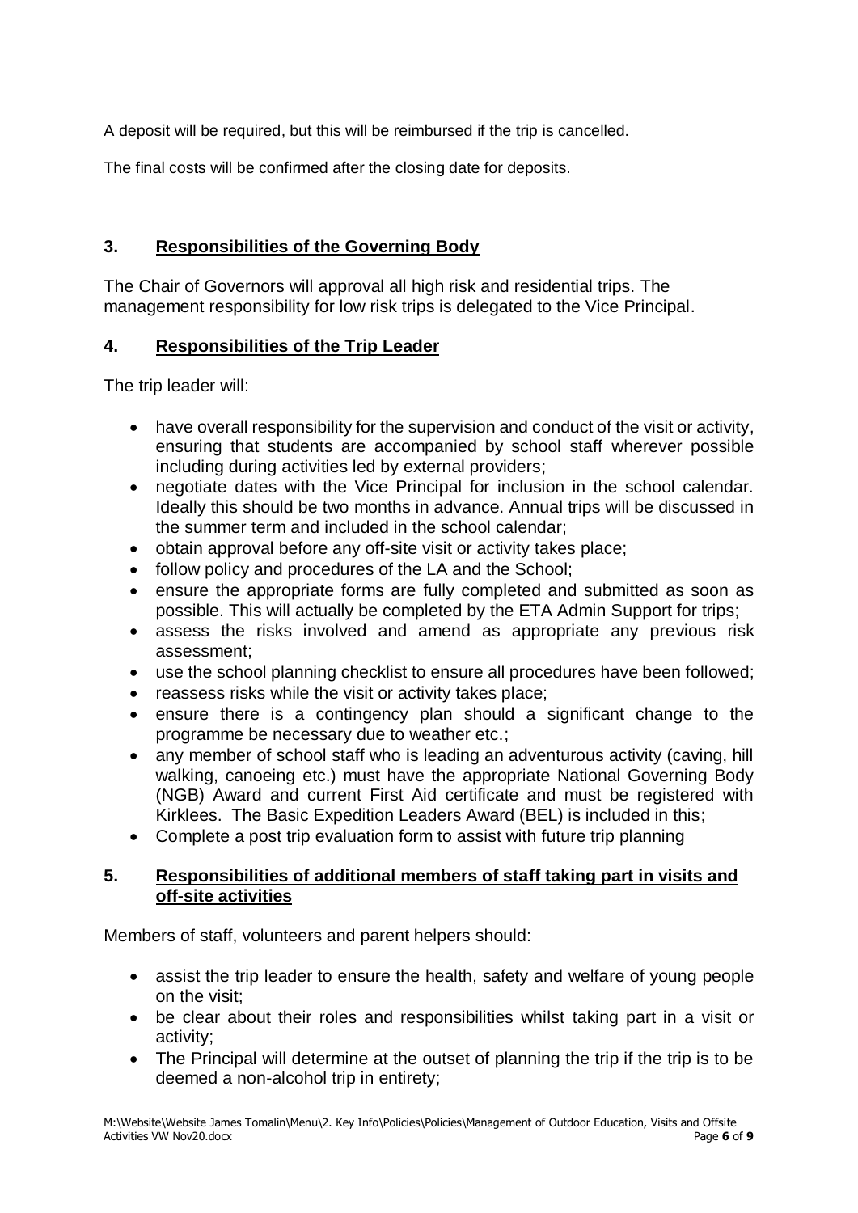A deposit will be required, but this will be reimbursed if the trip is cancelled.

The final costs will be confirmed after the closing date for deposits.

## 3. Responsibilities of the Governing Body

The Chair of Governors will approval all high risk and residential trips. The management responsibility for low risk trips is delegated to the Vice Principal.

## 4. Responsibilities of the Trip Leader

The trip leader will:

- have overall responsibility for the supervision and conduct of the visit or activity, ensuring that students are accompanied by school staff wherever possible including during activities led by external providers;
- negotiate dates with the Vice Principal for inclusion in the school calendar. Ideally this should be two months in advance. Annual trips will be discussed in the summer term and included in the school calendar;
- obtain approval before any off-site visit or activity takes place;
- follow policy and procedures of the LA and the School;
- ensure the appropriate forms are fully completed and submitted as soon as possible. This will actually be completed by the ETA Admin Support for trips;
- assess the risks involved and amend as appropriate any previous risk assessment;
- use the school planning checklist to ensure all procedures have been followed;
- reassess risks while the visit or activity takes place;
- ensure there is a contingency plan should a significant change to the programme be necessary due to weather etc.;
- any member of school staff who is leading an adventurous activity (caving, hill walking, canoeing etc.) must have the appropriate National Governing Body (NGB) Award and current First Aid certificate and must be registered with Kirklees. The Basic Expedition Leaders Award (BEL) is included in this;
- Complete a post trip evaluation form to assist with future trip planning

## 5. Responsibilities of additional members of staff taking part in visits and off-site activities

Members of staff, volunteers and parent helpers should:

- assist the trip leader to ensure the health, safety and welfare of young people on the visit;
- be clear about their roles and responsibilities whilst taking part in a visit or activity;
- The Principal will determine at the outset of planning the trip if the trip is to be deemed a non-alcohol trip in entirety;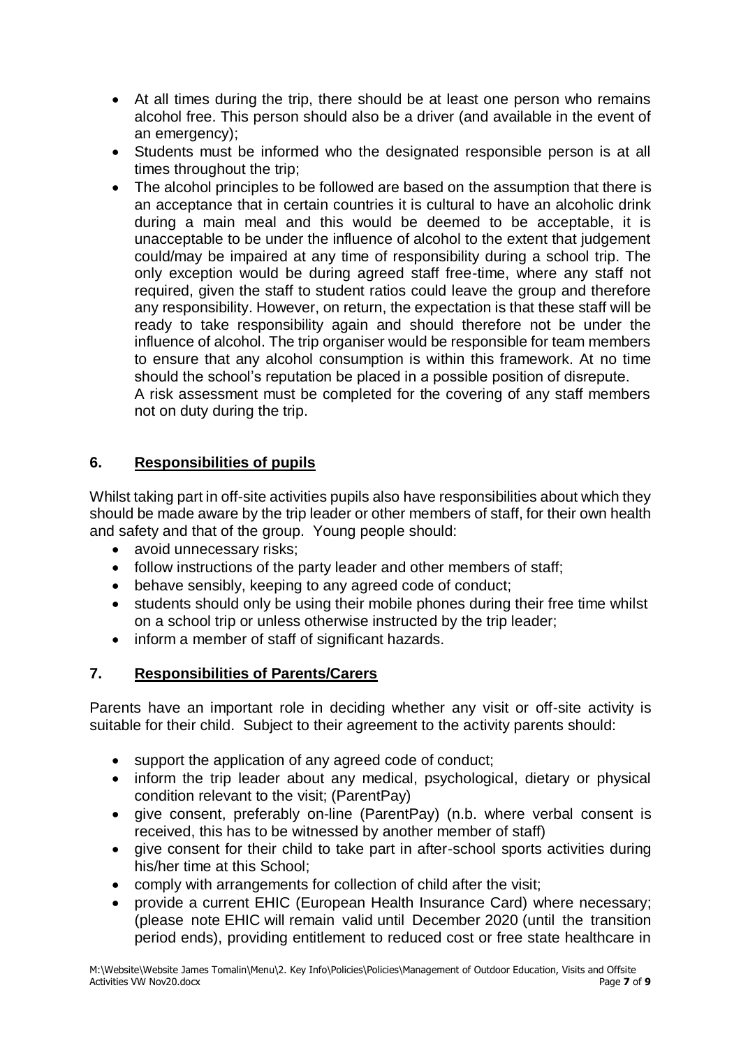- At all times during the trip, there should be at least one person who remains alcohol free. This person should also be a driver (and available in the event of an emergency);
- Students must be informed who the designated responsible person is at all times throughout the trip;
- The alcohol principles to be followed are based on the assumption that there is an acceptance that in certain countries it is cultural to have an alcoholic drink during a main meal and this would be deemed to be acceptable, it is unacceptable to be under the influence of alcohol to the extent that judgement could/may be impaired at any time of responsibility during a school trip. The only exception would be during agreed staff free-time, where any staff not required, given the staff to student ratios could leave the group and therefore any responsibility. However, on return, the expectation is that these staff will be ready to take responsibility again and should therefore not be under the influence of alcohol. The trip organiser would be responsible for team members to ensure that any alcohol consumption is within this framework. At no time should the school's reputation be placed in a possible position of disrepute.
  A risk assessment must be completed for the covering of any staff members not on duty during the trip.

## 6. Responsibilities of pupils

Whilst taking part in off-site activities pupils also have responsibilities about which they should be made aware by the trip leader or other members of staff, for their own health and safety and that of the group. Young people should:

- avoid unnecessary risks;
- follow instructions of the party leader and other members of staff;
- behave sensibly, keeping to any agreed code of conduct;
- students should only be using their mobile phones during their free time whilst on a school trip or unless otherwise instructed by the trip leader;
- inform a member of staff of significant hazards.

## 7. Responsibilities of Parents/Carers

Parents have an important role in deciding whether any visit or off-site activity is suitable for their child. Subject to their agreement to the activity parents should:

- support the application of any agreed code of conduct;
- inform the trip leader about any medical, psychological, dietary or physical condition relevant to the visit; (ParentPay)
- give consent, preferably on-line (ParentPay) (n.b. where verbal consent is received, this has to be witnessed by another member of staff)
- give consent for their child to take part in after-school sports activities during his/her time at this School;
- comply with arrangements for collection of child after the visit;
- provide a current EHIC (European Health Insurance Card) where necessary; (please note EHIC will remain valid until December 2020 (until the transition period ends), providing entitlement to reduced cost or free state healthcare in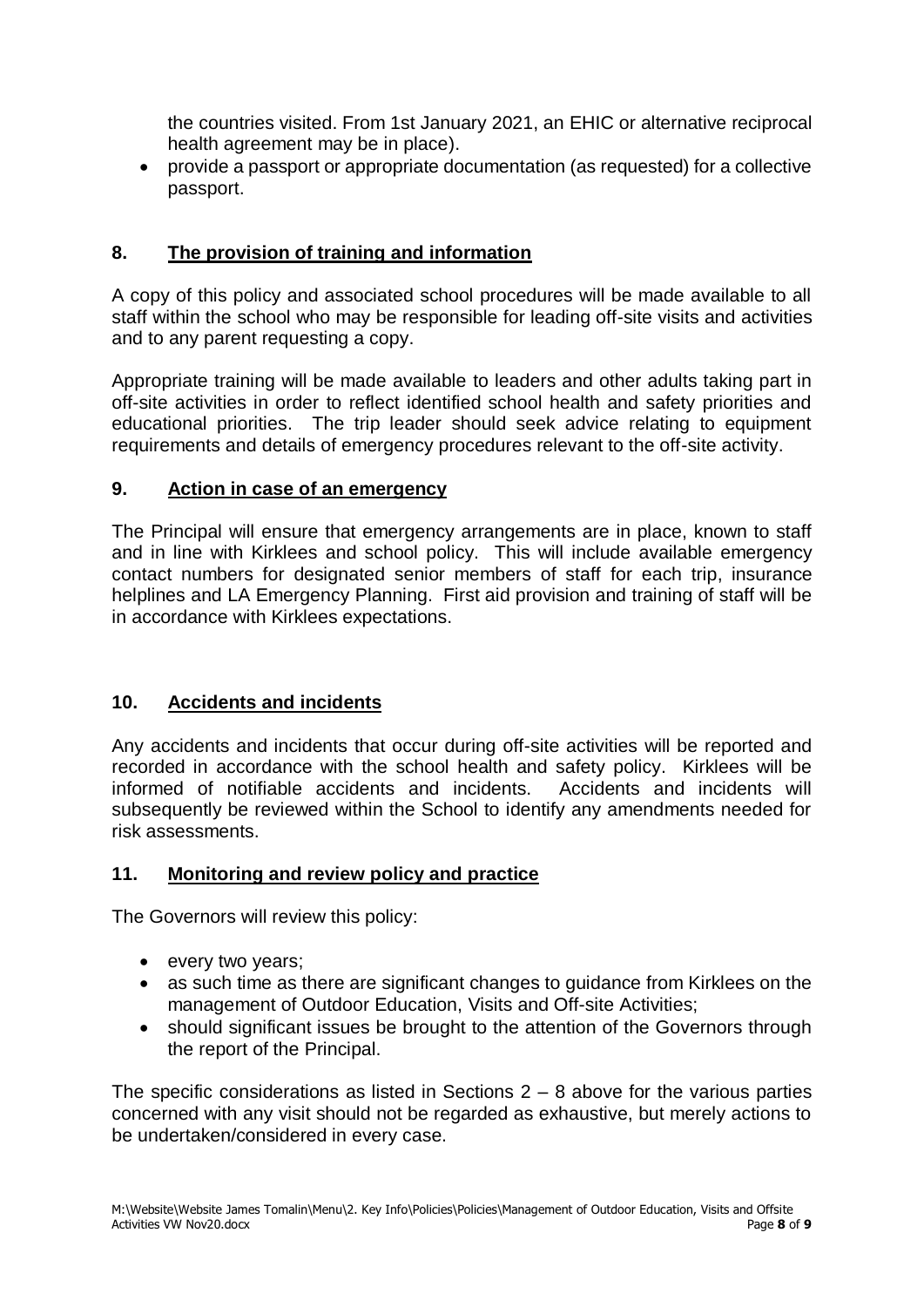the countries visited. From 1st January 2021, an EHIC or alternative reciprocal health agreement may be in place).

- provide a passport or appropriate documentation (as requested) for a collective passport.

## 8. The provision of training and information

A copy of this policy and associated school procedures will be made available to all staff within the school who may be responsible for leading off-site visits and activities and to any parent requesting a copy.

Appropriate training will be made available to leaders and other adults taking part in off-site activities in order to reflect identified school health and safety priorities and educational priorities. The trip leader should seek advice relating to equipment requirements and details of emergency procedures relevant to the off-site activity.

## 9. Action in case of an emergency

The Principal will ensure that emergency arrangements are in place, known to staff and in line with Kirklees and school policy. This will include available emergency contact numbers for designated senior members of staff for each trip, insurance helplines and LA Emergency Planning. First aid provision and training of staff will be in accordance with Kirklees expectations.

## 10. Accidents and incidents

Any accidents and incidents that occur during off-site activities will be reported and recorded in accordance with the school health and safety policy. Kirklees will be informed of notifiable accidents and incidents. Accidents and incidents will subsequently be reviewed within the School to identify any amendments needed for risk assessments.

## 11. Monitoring and review policy and practice

The Governors will review this policy:

- every two years;
- as such time as there are significant changes to guidance from Kirklees on the management of Outdoor Education, Visits and Off-site Activities;
- should significant issues be brought to the attention of the Governors through the report of the Principal.

The specific considerations as listed in Sections 2 – 8 above for the various parties concerned with any visit should not be regarded as exhaustive, but merely actions to be undertaken/considered in every case.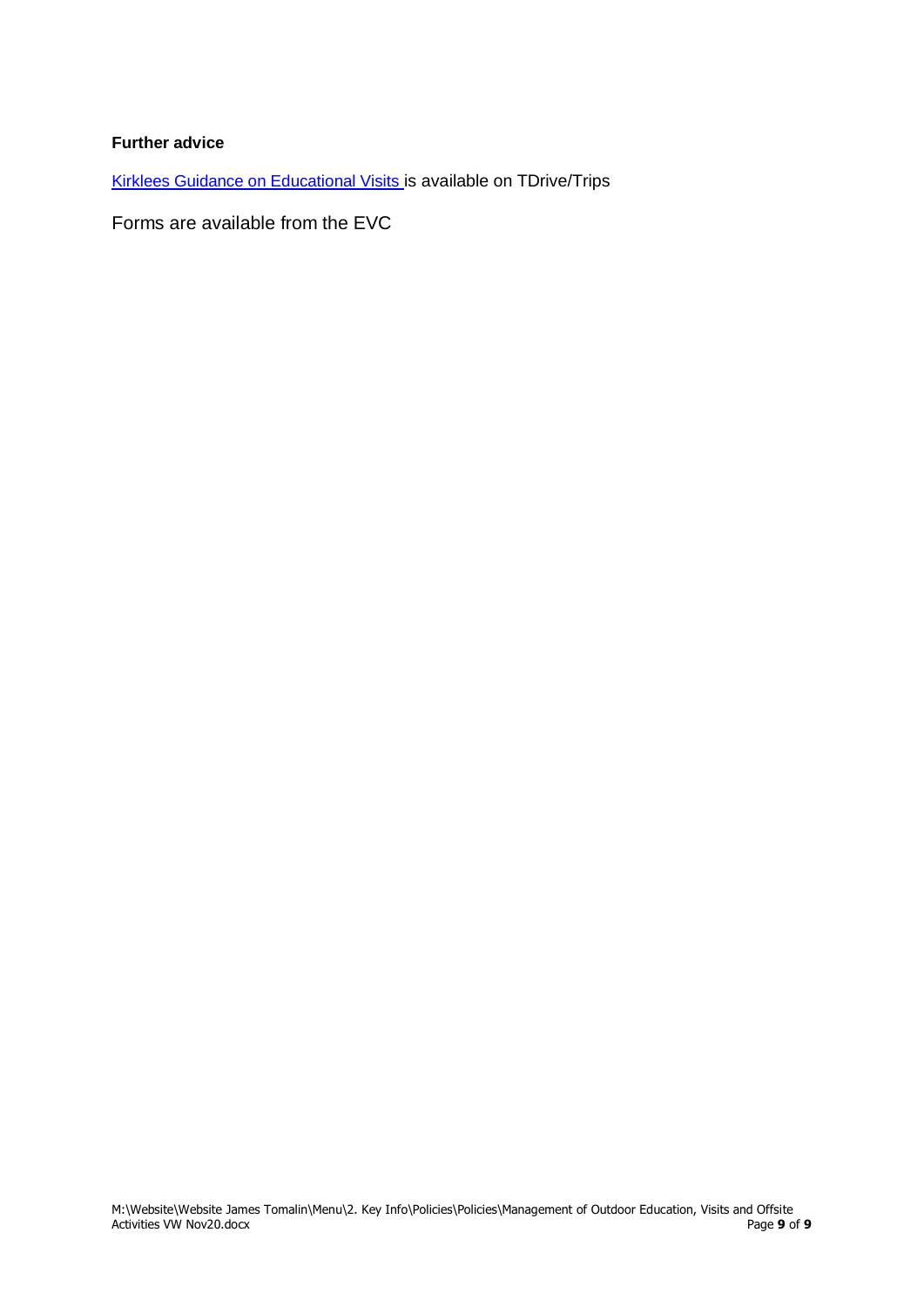**Further advice**

Kirklees Guidance on Educational Visits is available on TDrive/Trips

Forms are available from the EVC